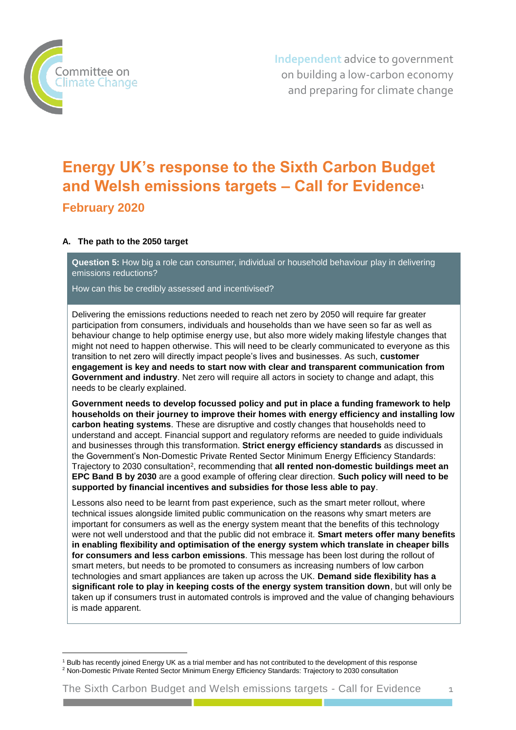Committee on Climate Change

Independent advice to government on building a low-carbon economy and preparing for climate change

# Energy UK's response to the Sixth Carbon Budget and Welsh emissions targets – Call for Evidence[1]

## February 2020

### A. The path to the 2050 target

**Question 5:** How big a role can consumer, individual or household behaviour play in delivering emissions reductions?

How can this be credibly assessed and incentivised?

Delivering the emissions reductions needed to reach net zero by 2050 will require far greater participation from consumers, individuals and households than we have seen so far as well as behaviour change to help optimise energy use, but also more widely making lifestyle changes that might not need to happen otherwise. This will need to be clearly communicated to everyone as this transition to net zero will directly impact people's lives and businesses. As such, **customer engagement is key and needs to start now with clear and transparent communication from Government and industry**. Net zero will require all actors in society to change and adapt, this needs to be clearly explained.

**Government needs to develop focussed policy and put in place a funding framework to help households on their journey to improve their homes with energy efficiency and installing low carbon heating systems**. These are disruptive and costly changes that households need to understand and accept. Financial support and regulatory reforms are needed to guide individuals and businesses through this transformation. **Strict energy efficiency standards** as discussed in the Government's Non-Domestic Private Rented Sector Minimum Energy Efficiency Standards: Trajectory to 2030 consultation[2], recommending that **all rented non-domestic buildings meet an EPC Band B by 2030** are a good example of offering clear direction. **Such policy will need to be supported by financial incentives and subsidies for those less able to pay**.

Lessons also need to be learnt from past experience, such as the smart meter rollout, where technical issues alongside limited public communication on the reasons why smart meters are important for consumers as well as the energy system meant that the benefits of this technology were not well understood and that the public did not embrace it. **Smart meters offer many benefits in enabling flexibility and optimisation of the energy system which translate in cheaper bills for consumers and less carbon emissions**. This message has been lost during the rollout of smart meters, but needs to be promoted to consumers as increasing numbers of low carbon technologies and smart appliances are taken up across the UK. **Demand side flexibility has a significant role to play in keeping costs of the energy system transition down**, but will only be taken up if consumers trust in automated controls is improved and the value of changing behaviours is made apparent.

---

[1] Bulb has recently joined Energy UK as a trial member and has not contributed to the development of this response

[2] Non-Domestic Private Rented Sector Minimum Energy Efficiency Standards: Trajectory to 2030 consultation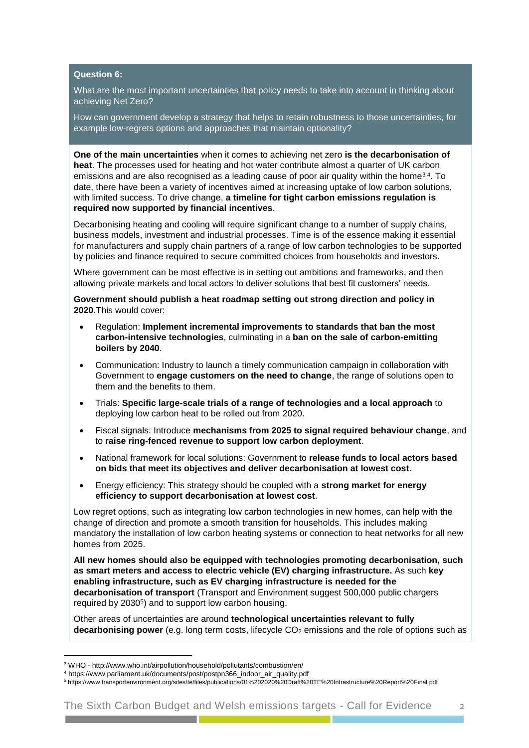**Question 6:**

What are the most important uncertainties that policy needs to take into account in thinking about achieving Net Zero?

How can government develop a strategy that helps to retain robustness to those uncertainties, for example low-regrets options and approaches that maintain optionality?

**One of the main uncertainties** when it comes to achieving net zero **is the decarbonisation of heat**. The processes used for heating and hot water contribute almost a quarter of UK carbon emissions and are also recognised as a leading cause of poor air quality within the home[3][4]. To date, there have been a variety of incentives aimed at increasing uptake of low carbon solutions, with limited success. To drive change, **a timeline for tight carbon emissions regulation is required now supported by financial incentives**.

Decarbonising heating and cooling will require significant change to a number of supply chains, business models, investment and industrial processes. Time is of the essence making it essential for manufacturers and supply chain partners of a range of low carbon technologies to be supported by policies and finance required to secure committed choices from households and investors.

Where government can be most effective is in setting out ambitions and frameworks, and then allowing private markets and local actors to deliver solutions that best fit customers' needs.

**Government should publish a heat roadmap setting out strong direction and policy in 2020**.This would cover:

- Regulation: **Implement incremental improvements to standards that ban the most carbon-intensive technologies**, culminating in a **ban on the sale of carbon-emitting boilers by 2040**.
- Communication: Industry to launch a timely communication campaign in collaboration with Government to **engage customers on the need to change**, the range of solutions open to them and the benefits to them.
- Trials: **Specific large-scale trials of a range of technologies and a local approach** to deploying low carbon heat to be rolled out from 2020.
- Fiscal signals: Introduce **mechanisms from 2025 to signal required behaviour change**, and to **raise ring-fenced revenue to support low carbon deployment**.
- National framework for local solutions: Government to **release funds to local actors based on bids that meet its objectives and deliver decarbonisation at lowest cost**.
- Energy efficiency: This strategy should be coupled with a **strong market for energy efficiency to support decarbonisation at lowest cost**.

Low regret options, such as integrating low carbon technologies in new homes, can help with the change of direction and promote a smooth transition for households. This includes making mandatory the installation of low carbon heating systems or connection to heat networks for all new homes from 2025.

**All new homes should also be equipped with technologies promoting decarbonisation, such as smart meters and access to electric vehicle (EV) charging infrastructure.** As such **key enabling infrastructure, such as EV charging infrastructure is needed for the decarbonisation of transport** (Transport and Environment suggest 500,000 public chargers required by 2030[5]) and to support low carbon housing.

Other areas of uncertainties are around **technological uncertainties relevant to fully decarbonising power** (e.g. long term costs, lifecycle $CO_2$ emissions and the role of options such as

---

[3] WHO - http://www.who.int/airpollution/household/pollutants/combustion/en/

[4] https://www.parliament.uk/documents/post/postpn366_indoor_air_quality.pdf

[5] https://www.transportenvironment.org/sites/te/files/publications/01%202020%20Draft%20TE%20Infrastructure%20Report%20Final.pdf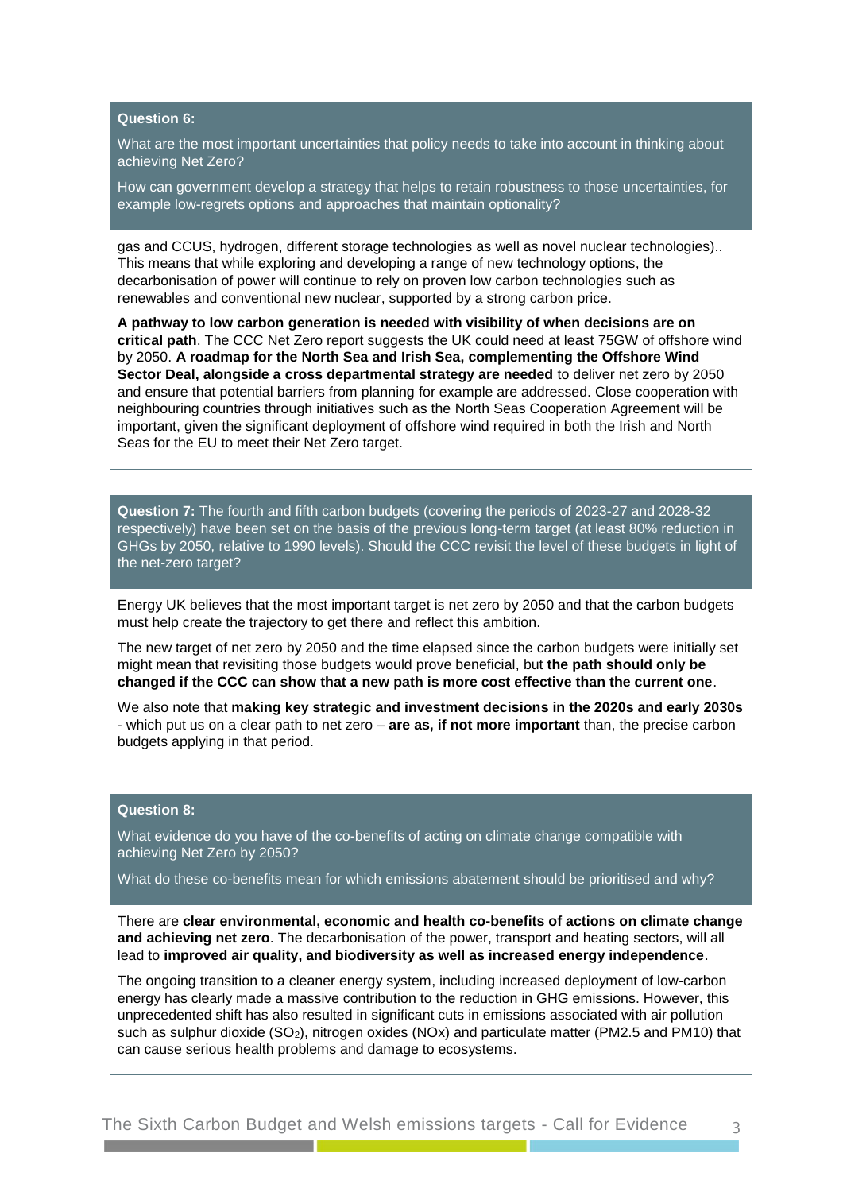gas and CCUS, hydrogen, different storage technologies as well as novel nuclear technologies).. This means that while exploring and developing a range of new technology options, the decarbonisation of power will continue to rely on proven low carbon technologies such as renewables and conventional new nuclear, supported by a strong carbon price.

**A pathway to low carbon generation is needed with visibility of when decisions are on critical path**. The CCC Net Zero report suggests the UK could need at least 75GW of offshore wind by 2050. **A roadmap for the North Sea and Irish Sea, complementing the Offshore Wind Sector Deal, alongside a cross departmental strategy are needed** to deliver net zero by 2050 and ensure that potential barriers from planning for example are addressed. Close cooperation with neighbouring countries through initiatives such as the North Seas Cooperation Agreement will be important, given the significant deployment of offshore wind required in both the Irish and North Seas for the EU to meet their Net Zero target.

**Question 7:** The fourth and fifth carbon budgets (covering the periods of 2023-27 and 2028-32 respectively) have been set on the basis of the previous long-term target (at least 80% reduction in GHGs by 2050, relative to 1990 levels). Should the CCC revisit the level of these budgets in light of the net-zero target?

Energy UK believes that the most important target is net zero by 2050 and that the carbon budgets must help create the trajectory to get there and reflect this ambition.

The new target of net zero by 2050 and the time elapsed since the carbon budgets were initially set might mean that revisiting those budgets would prove beneficial, but **the path should only be changed if the CCC can show that a new path is more cost effective than the current one**.

We also note that **making key strategic and investment decisions in the 2020s and early 2030s** - which put us on a clear path to net zero – **are as, if not more important** than, the precise carbon budgets applying in that period.

**Question 8:**

What evidence do you have of the co-benefits of acting on climate change compatible with achieving Net Zero by 2050?

What do these co-benefits mean for which emissions abatement should be prioritised and why?

There are **clear environmental, economic and health co-benefits of actions on climate change and achieving net zero**. The decarbonisation of the power, transport and heating sectors, will all lead to **improved air quality, and biodiversity as well as increased energy independence**.

The ongoing transition to a cleaner energy system, including increased deployment of low-carbon energy has clearly made a massive contribution to the reduction in GHG emissions. However, this unprecedented shift has also resulted in significant cuts in emissions associated with air pollution such as sulphur dioxide ($SO_2$), nitrogen oxides (NOx) and particulate matter (PM2.5 and PM10) that can cause serious health problems and damage to ecosystems.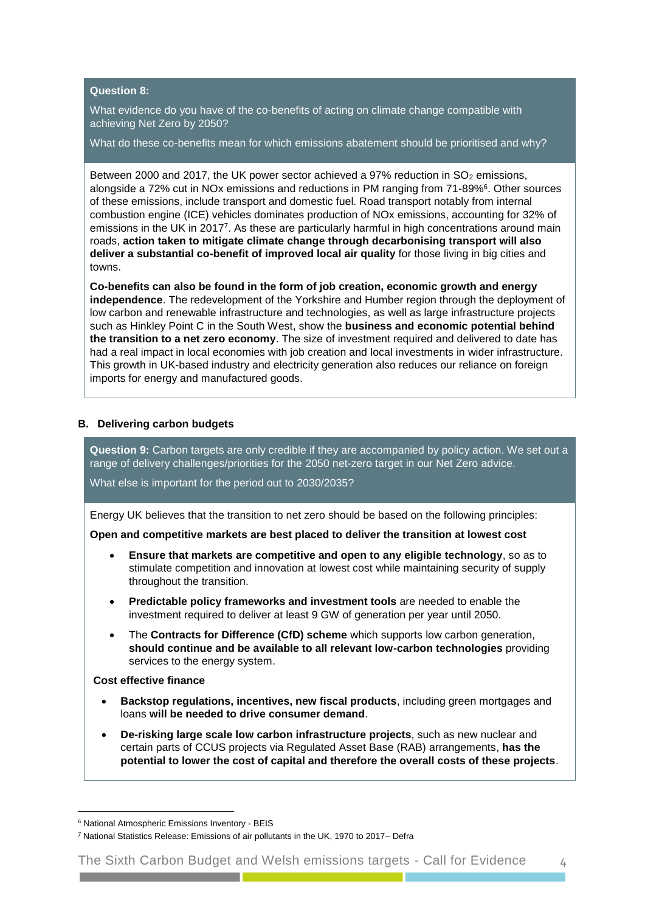**Question 8:**

What evidence do you have of the co-benefits of acting on climate change compatible with achieving Net Zero by 2050?

What do these co-benefits mean for which emissions abatement should be prioritised and why?

Between 2000 and 2017, the UK power sector achieved a 97% reduction in $SO_2$ emissions, alongside a 72% cut in NOx emissions and reductions in PM ranging from 71-89%[6]. Other sources of these emissions, include transport and domestic fuel. Road transport notably from internal combustion engine (ICE) vehicles dominates production of NOx emissions, accounting for 32% of emissions in the UK in 2017[7]. As these are particularly harmful in high concentrations around main roads, **action taken to mitigate climate change through decarbonising transport will also deliver a substantial co-benefit of improved local air quality** for those living in big cities and towns.

**Co-benefits can also be found in the form of job creation, economic growth and energy independence**. The redevelopment of the Yorkshire and Humber region through the deployment of low carbon and renewable infrastructure and technologies, as well as large infrastructure projects such as Hinkley Point C in the South West, show the **business and economic potential behind the transition to a net zero economy**. The size of investment required and delivered to date has had a real impact in local economies with job creation and local investments in wider infrastructure. This growth in UK-based industry and electricity generation also reduces our reliance on foreign imports for energy and manufactured goods.

## B. Delivering carbon budgets

**Question 9:** Carbon targets are only credible if they are accompanied by policy action. We set out a range of delivery challenges/priorities for the 2050 net-zero target in our Net Zero advice.

What else is important for the period out to 2030/2035?

Energy UK believes that the transition to net zero should be based on the following principles:

**Open and competitive markets are best placed to deliver the transition at lowest cost**

- **Ensure that markets are competitive and open to any eligible technology**, so as to stimulate competition and innovation at lowest cost while maintaining security of supply throughout the transition.
- **Predictable policy frameworks and investment tools** are needed to enable the investment required to deliver at least 9 GW of generation per year until 2050.
- The **Contracts for Difference (CfD) scheme** which supports low carbon generation, **should continue and be available to all relevant low-carbon technologies** providing services to the energy system.

**Cost effective finance**

- **Backstop regulations, incentives, new fiscal products**, including green mortgages and loans **will be needed to drive consumer demand**.
- **De-risking large scale low carbon infrastructure projects**, such as new nuclear and certain parts of CCUS projects via Regulated Asset Base (RAB) arrangements, **has the potential to lower the cost of capital and therefore the overall costs of these projects**.

---

[6] National Atmospheric Emissions Inventory - BEIS

[7] National Statistics Release: Emissions of air pollutants in the UK, 1970 to 2017– Defra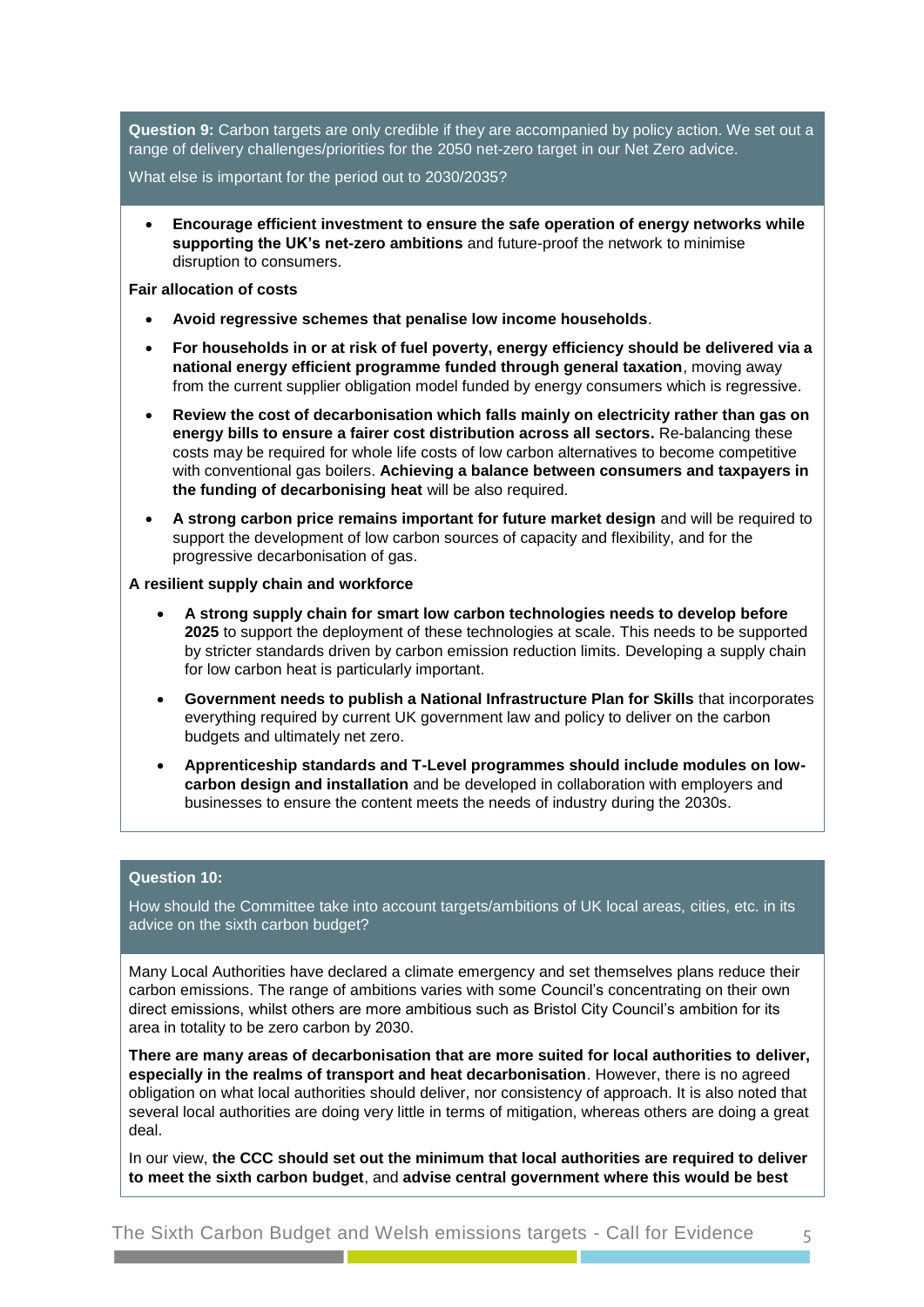**Question 9:** Carbon targets are only credible if they are accompanied by policy action. We set out a range of delivery challenges/priorities for the 2050 net-zero target in our Net Zero advice.

What else is important for the period out to 2030/2035?

- **Encourage efficient investment to ensure the safe operation of energy networks while supporting the UK's net-zero ambitions** and future-proof the network to minimise disruption to consumers.

**Fair allocation of costs**

- **Avoid regressive schemes that penalise low income households**.
- **For households in or at risk of fuel poverty, energy efficiency should be delivered via a national energy efficient programme funded through general taxation**, moving away from the current supplier obligation model funded by energy consumers which is regressive.
- **Review the cost of decarbonisation which falls mainly on electricity rather than gas on energy bills to ensure a fairer cost distribution across all sectors.** Re-balancing these costs may be required for whole life costs of low carbon alternatives to become competitive with conventional gas boilers. **Achieving a balance between consumers and taxpayers in the funding of decarbonising heat** will be also required.
- **A strong carbon price remains important for future market design** and will be required to support the development of low carbon sources of capacity and flexibility, and for the progressive decarbonisation of gas.

**A resilient supply chain and workforce**

- **A strong supply chain for smart low carbon technologies needs to develop before 2025** to support the deployment of these technologies at scale. This needs to be supported by stricter standards driven by carbon emission reduction limits. Developing a supply chain for low carbon heat is particularly important.
- **Government needs to publish a National Infrastructure Plan for Skills** that incorporates everything required by current UK government law and policy to deliver on the carbon budgets and ultimately net zero.
- **Apprenticeship standards and T-Level programmes should include modules on low-carbon design and installation** and be developed in collaboration with employers and businesses to ensure the content meets the needs of industry during the 2030s.

**Question 10:**

How should the Committee take into account targets/ambitions of UK local areas, cities, etc. in its advice on the sixth carbon budget?

Many Local Authorities have declared a climate emergency and set themselves plans reduce their carbon emissions. The range of ambitions varies with some Council's concentrating on their own direct emissions, whilst others are more ambitious such as Bristol City Council's ambition for its area in totality to be zero carbon by 2030.

**There are many areas of decarbonisation that are more suited for local authorities to deliver, especially in the realms of transport and heat decarbonisation**. However, there is no agreed obligation on what local authorities should deliver, nor consistency of approach. It is also noted that several local authorities are doing very little in terms of mitigation, whereas others are doing a great deal.

In our view, **the CCC should set out the minimum that local authorities are required to deliver to meet the sixth carbon budget**, and **advise central government where this would be best**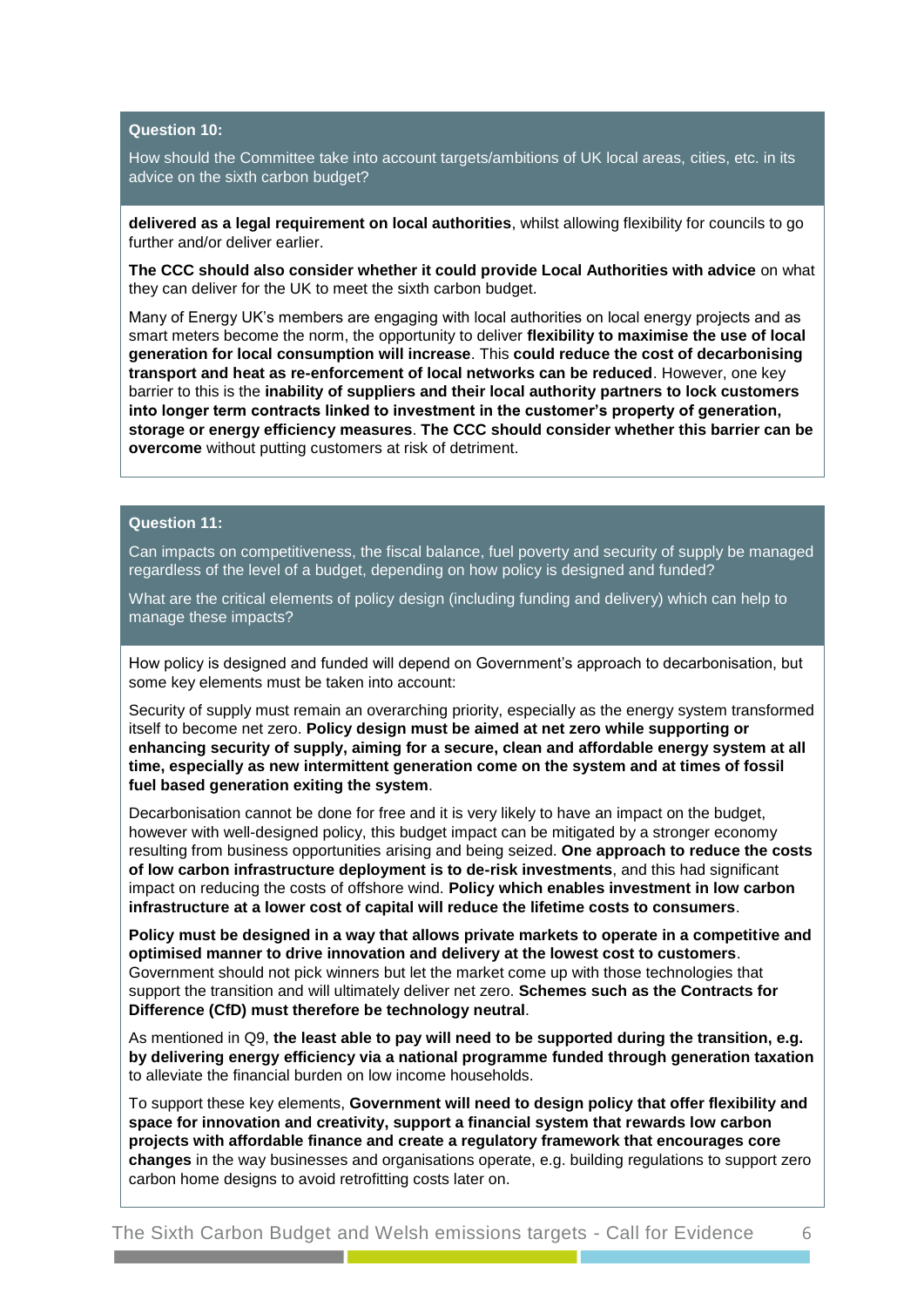**Question 10:**

How should the Committee take into account targets/ambitions of UK local areas, cities, etc. in its advice on the sixth carbon budget?

**delivered as a legal requirement on local authorities**, whilst allowing flexibility for councils to go further and/or deliver earlier.

**The CCC should also consider whether it could provide Local Authorities with advice** on what they can deliver for the UK to meet the sixth carbon budget.

Many of Energy UK's members are engaging with local authorities on local energy projects and as smart meters become the norm, the opportunity to deliver **flexibility to maximise the use of local generation for local consumption will increase**. This **could reduce the cost of decarbonising transport and heat as re-enforcement of local networks can be reduced**. However, one key barrier to this is the **inability of suppliers and their local authority partners to lock customers into longer term contracts linked to investment in the customer's property of generation, storage or energy efficiency measures**. **The CCC should consider whether this barrier can be overcome** without putting customers at risk of detriment.

**Question 11:**

Can impacts on competitiveness, the fiscal balance, fuel poverty and security of supply be managed regardless of the level of a budget, depending on how policy is designed and funded?

What are the critical elements of policy design (including funding and delivery) which can help to manage these impacts?

How policy is designed and funded will depend on Government's approach to decarbonisation, but some key elements must be taken into account:

Security of supply must remain an overarching priority, especially as the energy system transformed itself to become net zero. **Policy design must be aimed at net zero while supporting or enhancing security of supply, aiming for a secure, clean and affordable energy system at all time, especially as new intermittent generation come on the system and at times of fossil fuel based generation exiting the system**.

Decarbonisation cannot be done for free and it is very likely to have an impact on the budget, however with well-designed policy, this budget impact can be mitigated by a stronger economy resulting from business opportunities arising and being seized. **One approach to reduce the costs of low carbon infrastructure deployment is to de-risk investments**, and this had significant impact on reducing the costs of offshore wind. **Policy which enables investment in low carbon infrastructure at a lower cost of capital will reduce the lifetime costs to consumers**.

**Policy must be designed in a way that allows private markets to operate in a competitive and optimised manner to drive innovation and delivery at the lowest cost to customers**. Government should not pick winners but let the market come up with those technologies that support the transition and will ultimately deliver net zero. **Schemes such as the Contracts for Difference (CfD) must therefore be technology neutral**.

As mentioned in Q9, **the least able to pay will need to be supported during the transition, e.g. by delivering energy efficiency via a national programme funded through generation taxation** to alleviate the financial burden on low income households.

To support these key elements, **Government will need to design policy that offer flexibility and space for innovation and creativity, support a financial system that rewards low carbon projects with affordable finance and create a regulatory framework that encourages core changes** in the way businesses and organisations operate, e.g. building regulations to support zero carbon home designs to avoid retrofitting costs later on.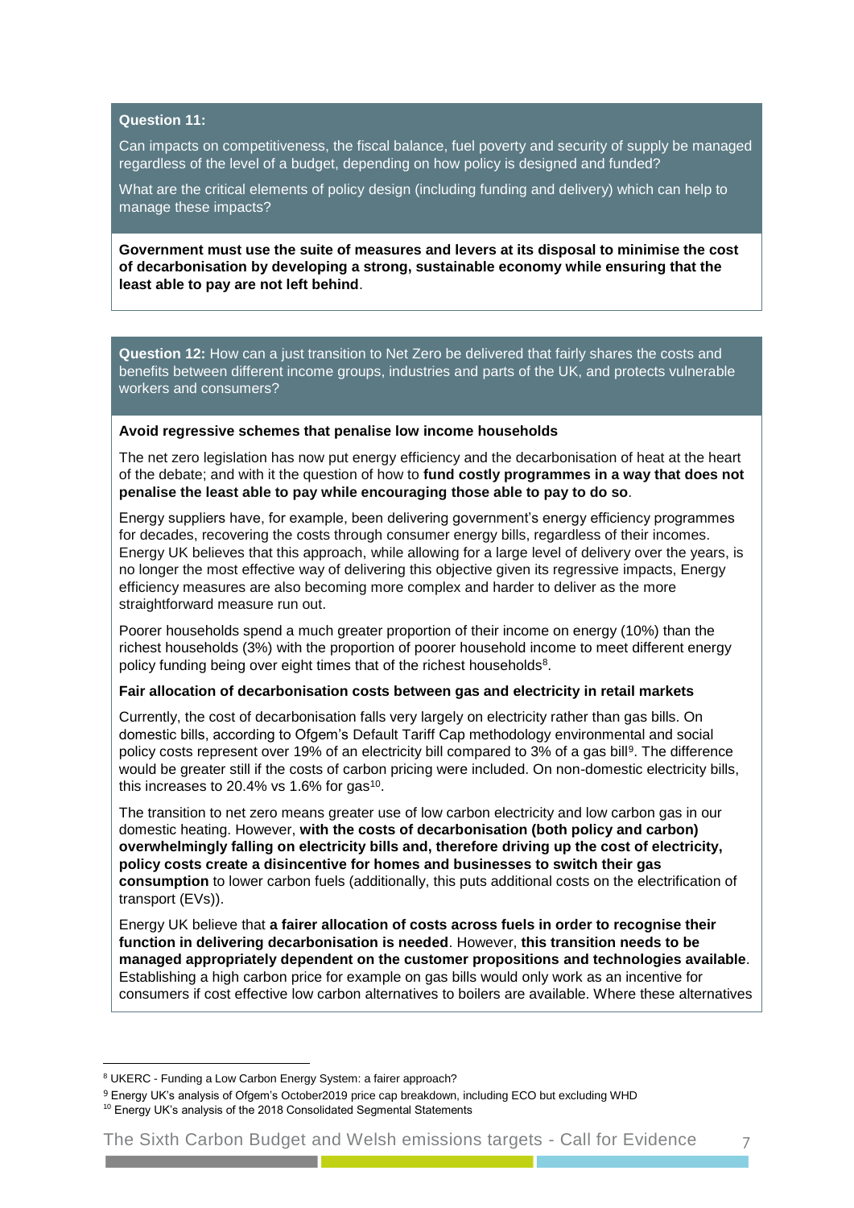**Question 11:**

Can impacts on competitiveness, the fiscal balance, fuel poverty and security of supply be managed regardless of the level of a budget, depending on how policy is designed and funded?

What are the critical elements of policy design (including funding and delivery) which can help to manage these impacts?

**Government must use the suite of measures and levers at its disposal to minimise the cost of decarbonisation by developing a strong, sustainable economy while ensuring that the least able to pay are not left behind**.

**Question 12:** How can a just transition to Net Zero be delivered that fairly shares the costs and benefits between different income groups, industries and parts of the UK, and protects vulnerable workers and consumers?

**Avoid regressive schemes that penalise low income households**

The net zero legislation has now put energy efficiency and the decarbonisation of heat at the heart of the debate; and with it the question of how to **fund costly programmes in a way that does not penalise the least able to pay while encouraging those able to pay to do so**.

Energy suppliers have, for example, been delivering government's energy efficiency programmes for decades, recovering the costs through consumer energy bills, regardless of their incomes. Energy UK believes that this approach, while allowing for a large level of delivery over the years, is no longer the most effective way of delivering this objective given its regressive impacts, Energy efficiency measures are also becoming more complex and harder to deliver as the more straightforward measure run out.

Poorer households spend a much greater proportion of their income on energy (10%) than the richest households (3%) with the proportion of poorer household income to meet different energy policy funding being over eight times that of the richest households[8].

**Fair allocation of decarbonisation costs between gas and electricity in retail markets**

Currently, the cost of decarbonisation falls very largely on electricity rather than gas bills. On domestic bills, according to Ofgem's Default Tariff Cap methodology environmental and social policy costs represent over 19% of an electricity bill compared to 3% of a gas bill[9]. The difference would be greater still if the costs of carbon pricing were included. On non-domestic electricity bills, this increases to 20.4% vs 1.6% for gas[10].

The transition to net zero means greater use of low carbon electricity and low carbon gas in our domestic heating. However, **with the costs of decarbonisation (both policy and carbon) overwhelmingly falling on electricity bills and, therefore driving up the cost of electricity, policy costs create a disincentive for homes and businesses to switch their gas consumption** to lower carbon fuels (additionally, this puts additional costs on the electrification of transport (EVs)).

Energy UK believe that **a fairer allocation of costs across fuels in order to recognise their function in delivering decarbonisation is needed**. However, **this transition needs to be managed appropriately dependent on the customer propositions and technologies available**. Establishing a high carbon price for example on gas bills would only work as an incentive for consumers if cost effective low carbon alternatives to boilers are available. Where these alternatives

---

[8] UKERC - Funding a Low Carbon Energy System: a fairer approach?

[9] Energy UK's analysis of Ofgem's October2019 price cap breakdown, including ECO but excluding WHD

[10] Energy UK's analysis of the 2018 Consolidated Segmental Statements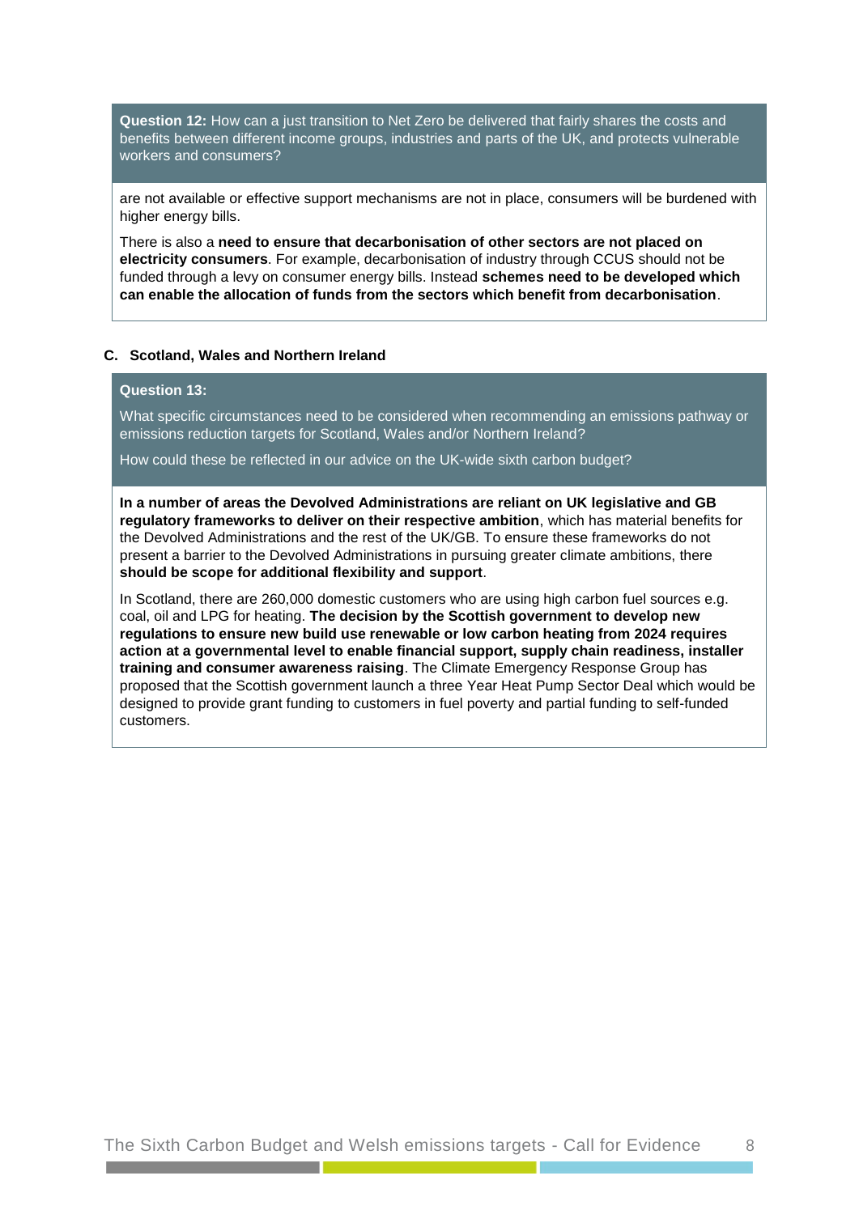**Question 12:** How can a just transition to Net Zero be delivered that fairly shares the costs and benefits between different income groups, industries and parts of the UK, and protects vulnerable workers and consumers?

are not available or effective support mechanisms are not in place, consumers will be burdened with higher energy bills.

There is also a **need to ensure that decarbonisation of other sectors are not placed on electricity consumers**. For example, decarbonisation of industry through CCUS should not be funded through a levy on consumer energy bills. Instead **schemes need to be developed which can enable the allocation of funds from the sectors which benefit from decarbonisation**.

### C. Scotland, Wales and Northern Ireland

**Question 13:**

What specific circumstances need to be considered when recommending an emissions pathway or emissions reduction targets for Scotland, Wales and/or Northern Ireland?

How could these be reflected in our advice on the UK-wide sixth carbon budget?

**In a number of areas the Devolved Administrations are reliant on UK legislative and GB regulatory frameworks to deliver on their respective ambition**, which has material benefits for the Devolved Administrations and the rest of the UK/GB. To ensure these frameworks do not present a barrier to the Devolved Administrations in pursuing greater climate ambitions, there **should be scope for additional flexibility and support**.

In Scotland, there are 260,000 domestic customers who are using high carbon fuel sources e.g. coal, oil and LPG for heating. **The decision by the Scottish government to develop new regulations to ensure new build use renewable or low carbon heating from 2024 requires action at a governmental level to enable financial support, supply chain readiness, installer training and consumer awareness raising**. The Climate Emergency Response Group has proposed that the Scottish government launch a three Year Heat Pump Sector Deal which would be designed to provide grant funding to customers in fuel poverty and partial funding to self-funded customers.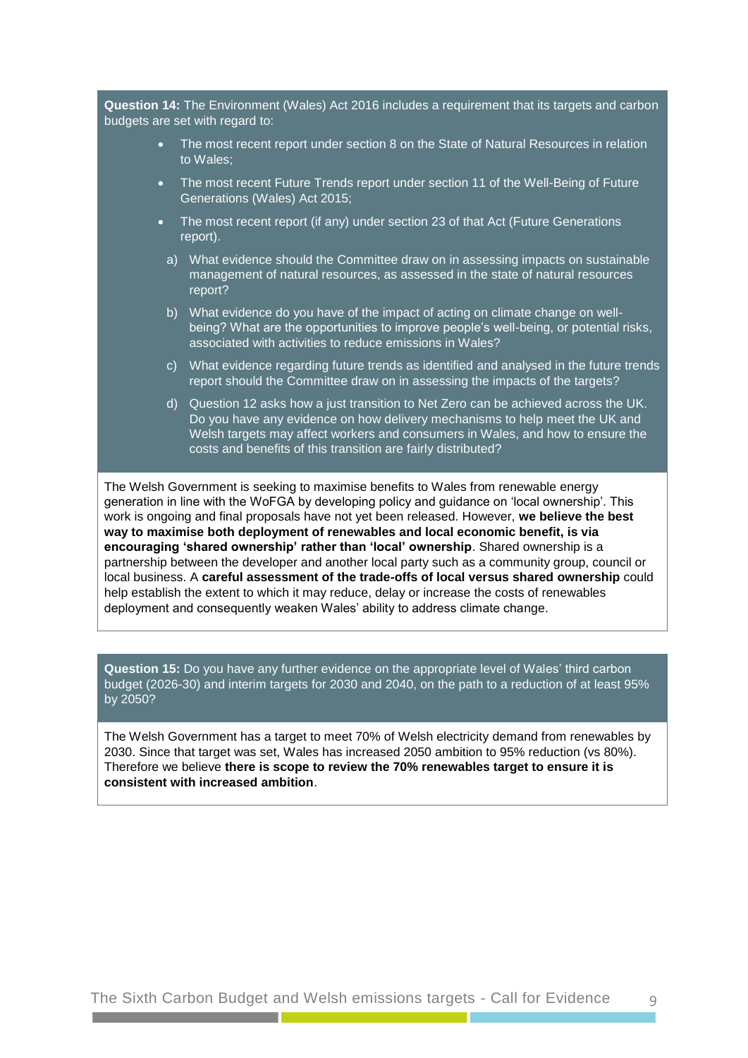**Question 14:** The Environment (Wales) Act 2016 includes a requirement that its targets and carbon budgets are set with regard to:

- The most recent report under section 8 on the State of Natural Resources in relation to Wales;
- The most recent Future Trends report under section 11 of the Well-Being of Future Generations (Wales) Act 2015;
- The most recent report (if any) under section 23 of that Act (Future Generations report).

a) What evidence should the Committee draw on in assessing impacts on sustainable management of natural resources, as assessed in the state of natural resources report?

b) What evidence do you have of the impact of acting on climate change on well-being? What are the opportunities to improve people's well-being, or potential risks, associated with activities to reduce emissions in Wales?

c) What evidence regarding future trends as identified and analysed in the future trends report should the Committee draw on in assessing the impacts of the targets?

d) Question 12 asks how a just transition to Net Zero can be achieved across the UK. Do you have any evidence on how delivery mechanisms to help meet the UK and Welsh targets may affect workers and consumers in Wales, and how to ensure the costs and benefits of this transition are fairly distributed?

The Welsh Government is seeking to maximise benefits to Wales from renewable energy generation in line with the WoFGA by developing policy and guidance on 'local ownership'. This work is ongoing and final proposals have not yet been released. However, **we believe the best way to maximise both deployment of renewables and local economic benefit, is via encouraging 'shared ownership' rather than 'local' ownership**. Shared ownership is a partnership between the developer and another local party such as a community group, council or local business. A **careful assessment of the trade-offs of local versus shared ownership** could help establish the extent to which it may reduce, delay or increase the costs of renewables deployment and consequently weaken Wales' ability to address climate change.

**Question 15:** Do you have any further evidence on the appropriate level of Wales' third carbon budget (2026-30) and interim targets for 2030 and 2040, on the path to a reduction of at least 95% by 2050?

The Welsh Government has a target to meet 70% of Welsh electricity demand from renewables by 2030. Since that target was set, Wales has increased 2050 ambition to 95% reduction (vs 80%). Therefore we believe **there is scope to review the 70% renewables target to ensure it is consistent with increased ambition**.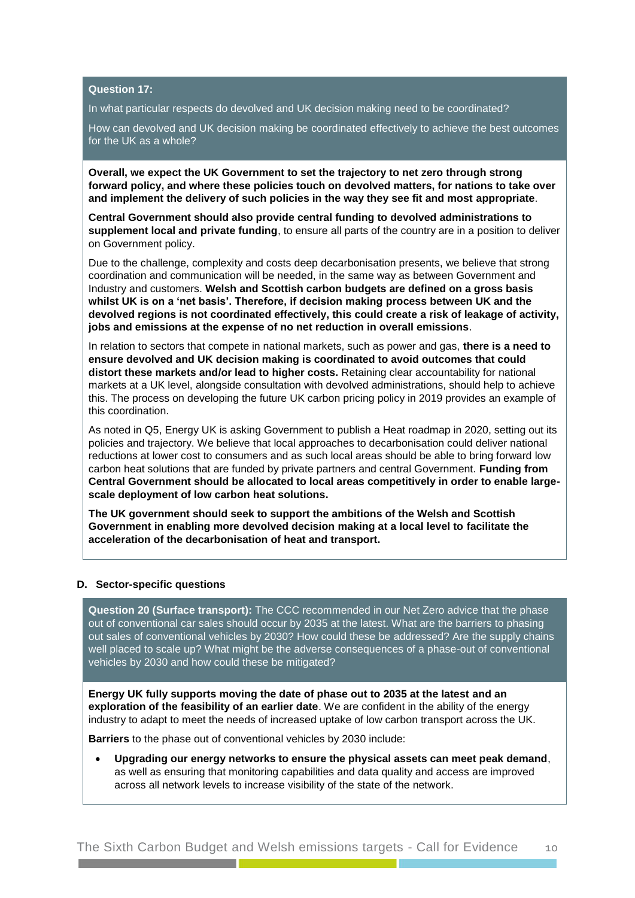**Question 17:**

In what particular respects do devolved and UK decision making need to be coordinated?

How can devolved and UK decision making be coordinated effectively to achieve the best outcomes for the UK as a whole?

**Overall, we expect the UK Government to set the trajectory to net zero through strong forward policy, and where these policies touch on devolved matters, for nations to take over and implement the delivery of such policies in the way they see fit and most appropriate**.

**Central Government should also provide central funding to devolved administrations to supplement local and private funding**, to ensure all parts of the country are in a position to deliver on Government policy.

Due to the challenge, complexity and costs deep decarbonisation presents, we believe that strong coordination and communication will be needed, in the same way as between Government and Industry and customers. **Welsh and Scottish carbon budgets are defined on a gross basis whilst UK is on a 'net basis'. Therefore, if decision making process between UK and the devolved regions is not coordinated effectively, this could create a risk of leakage of activity, jobs and emissions at the expense of no net reduction in overall emissions**.

In relation to sectors that compete in national markets, such as power and gas, **there is a need to ensure devolved and UK decision making is coordinated to avoid outcomes that could distort these markets and/or lead to higher costs.** Retaining clear accountability for national markets at a UK level, alongside consultation with devolved administrations, should help to achieve this. The process on developing the future UK carbon pricing policy in 2019 provides an example of this coordination.

As noted in Q5, Energy UK is asking Government to publish a Heat roadmap in 2020, setting out its policies and trajectory. We believe that local approaches to decarbonisation could deliver national reductions at lower cost to consumers and as such local areas should be able to bring forward low carbon heat solutions that are funded by private partners and central Government. **Funding from Central Government should be allocated to local areas competitively in order to enable large-scale deployment of low carbon heat solutions.**

**The UK government should seek to support the ambitions of the Welsh and Scottish Government in enabling more devolved decision making at a local level to facilitate the acceleration of the decarbonisation of heat and transport.**

### D. Sector-specific questions

**Question 20 (Surface transport):** The CCC recommended in our Net Zero advice that the phase out of conventional car sales should occur by 2035 at the latest. What are the barriers to phasing out sales of conventional vehicles by 2030? How could these be addressed? Are the supply chains well placed to scale up? What might be the adverse consequences of a phase-out of conventional vehicles by 2030 and how could these be mitigated?

**Energy UK fully supports moving the date of phase out to 2035 at the latest and an exploration of the feasibility of an earlier date**. We are confident in the ability of the energy industry to adapt to meet the needs of increased uptake of low carbon transport across the UK.

**Barriers** to the phase out of conventional vehicles by 2030 include:

- **Upgrading our energy networks to ensure the physical assets can meet peak demand**, as well as ensuring that monitoring capabilities and data quality and access are improved across all network levels to increase visibility of the state of the network.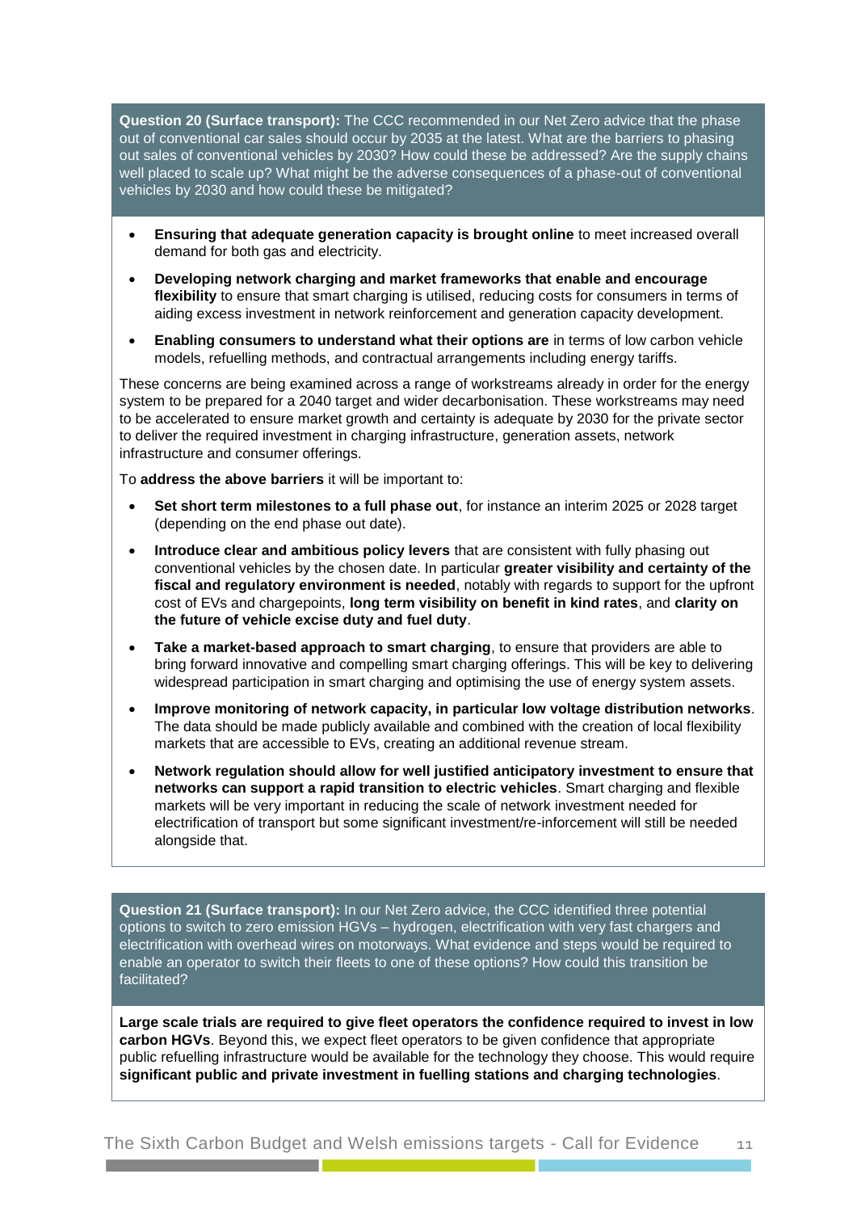**Question 20 (Surface transport):** The CCC recommended in our Net Zero advice that the phase out of conventional car sales should occur by 2035 at the latest. What are the barriers to phasing out sales of conventional vehicles by 2030? How could these be addressed? Are the supply chains well placed to scale up? What might be the adverse consequences of a phase-out of conventional vehicles by 2030 and how could these be mitigated?

- **Ensuring that adequate generation capacity is brought online** to meet increased overall demand for both gas and electricity.
- **Developing network charging and market frameworks that enable and encourage flexibility** to ensure that smart charging is utilised, reducing costs for consumers in terms of aiding excess investment in network reinforcement and generation capacity development.
- **Enabling consumers to understand what their options are** in terms of low carbon vehicle models, refuelling methods, and contractual arrangements including energy tariffs.

These concerns are being examined across a range of workstreams already in order for the energy system to be prepared for a 2040 target and wider decarbonisation. These workstreams may need to be accelerated to ensure market growth and certainty is adequate by 2030 for the private sector to deliver the required investment in charging infrastructure, generation assets, network infrastructure and consumer offerings.

To **address the above barriers** it will be important to:

- **Set short term milestones to a full phase out**, for instance an interim 2025 or 2028 target (depending on the end phase out date).
- **Introduce clear and ambitious policy levers** that are consistent with fully phasing out conventional vehicles by the chosen date. In particular **greater visibility and certainty of the fiscal and regulatory environment is needed**, notably with regards to support for the upfront cost of EVs and chargepoints, **long term visibility on benefit in kind rates**, and **clarity on the future of vehicle excise duty and fuel duty**.
- **Take a market-based approach to smart charging**, to ensure that providers are able to bring forward innovative and compelling smart charging offerings. This will be key to delivering widespread participation in smart charging and optimising the use of energy system assets.
- **Improve monitoring of network capacity, in particular low voltage distribution networks**. The data should be made publicly available and combined with the creation of local flexibility markets that are accessible to EVs, creating an additional revenue stream.
- **Network regulation should allow for well justified anticipatory investment to ensure that networks can support a rapid transition to electric vehicles**. Smart charging and flexible markets will be very important in reducing the scale of network investment needed for electrification of transport but some significant investment/re-inforcement will still be needed alongside that.

**Question 21 (Surface transport):** In our Net Zero advice, the CCC identified three potential options to switch to zero emission HGVs – hydrogen, electrification with very fast chargers and electrification with overhead wires on motorways. What evidence and steps would be required to enable an operator to switch their fleets to one of these options? How could this transition be facilitated?

**Large scale trials are required to give fleet operators the confidence required to invest in low carbon HGVs**. Beyond this, we expect fleet operators to be given confidence that appropriate public refuelling infrastructure would be available for the technology they choose. This would require **significant public and private investment in fuelling stations and charging technologies**.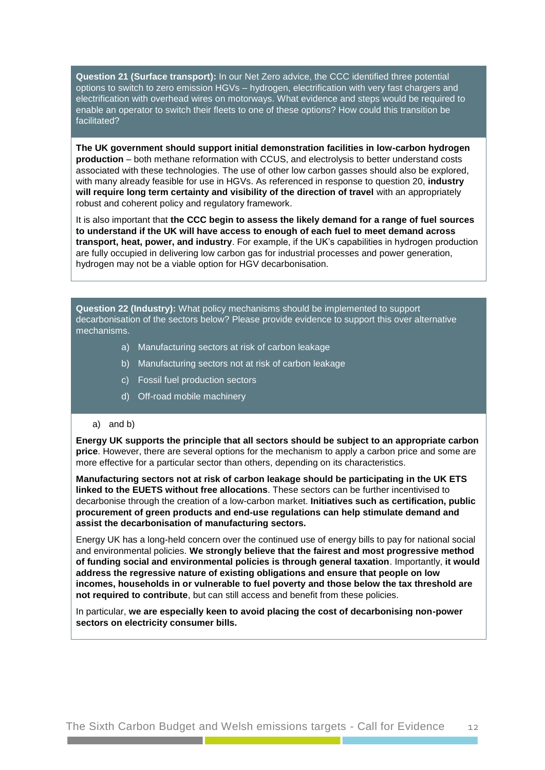**Question 21 (Surface transport):** In our Net Zero advice, the CCC identified three potential options to switch to zero emission HGVs – hydrogen, electrification with very fast chargers and electrification with overhead wires on motorways. What evidence and steps would be required to enable an operator to switch their fleets to one of these options? How could this transition be facilitated?

**The UK government should support initial demonstration facilities in low-carbon hydrogen production** – both methane reformation with CCUS, and electrolysis to better understand costs associated with these technologies. The use of other low carbon gasses should also be explored, with many already feasible for use in HGVs. As referenced in response to question 20, **industry will require long term certainty and visibility of the direction of travel** with an appropriately robust and coherent policy and regulatory framework.

It is also important that **the CCC begin to assess the likely demand for a range of fuel sources to understand if the UK will have access to enough of each fuel to meet demand across transport, heat, power, and industry**. For example, if the UK's capabilities in hydrogen production are fully occupied in delivering low carbon gas for industrial processes and power generation, hydrogen may not be a viable option for HGV decarbonisation.

**Question 22 (Industry):** What policy mechanisms should be implemented to support decarbonisation of the sectors below? Please provide evidence to support this over alternative mechanisms.

a) Manufacturing sectors at risk of carbon leakage

b) Manufacturing sectors not at risk of carbon leakage

c) Fossil fuel production sectors

d) Off-road mobile machinery

a) and b)

**Energy UK supports the principle that all sectors should be subject to an appropriate carbon price**. However, there are several options for the mechanism to apply a carbon price and some are more effective for a particular sector than others, depending on its characteristics.

**Manufacturing sectors not at risk of carbon leakage should be participating in the UK ETS linked to the EUETS without free allocations**. These sectors can be further incentivised to decarbonise through the creation of a low-carbon market. **Initiatives such as certification, public procurement of green products and end-use regulations can help stimulate demand and assist the decarbonisation of manufacturing sectors.**

Energy UK has a long-held concern over the continued use of energy bills to pay for national social and environmental policies. **We strongly believe that the fairest and most progressive method of funding social and environmental policies is through general taxation**. Importantly, **it would address the regressive nature of existing obligations and ensure that people on low incomes, households in or vulnerable to fuel poverty and those below the tax threshold are not required to contribute**, but can still access and benefit from these policies.

In particular, **we are especially keen to avoid placing the cost of decarbonising non-power sectors on electricity consumer bills.**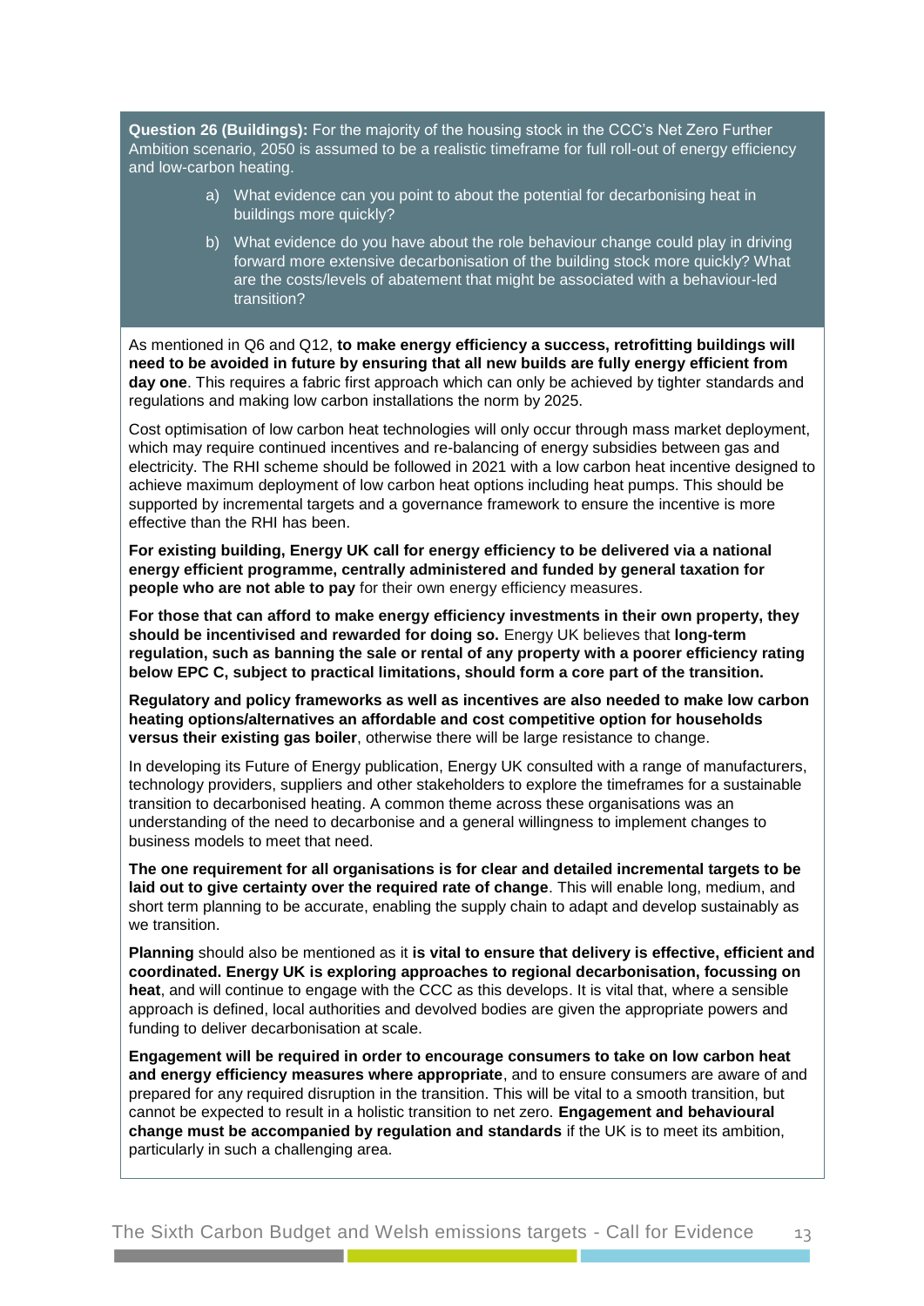**Question 26 (Buildings):** For the majority of the housing stock in the CCC's Net Zero Further Ambition scenario, 2050 is assumed to be a realistic timeframe for full roll-out of energy efficiency and low-carbon heating.

a) What evidence can you point to about the potential for decarbonising heat in buildings more quickly?

b) What evidence do you have about the role behaviour change could play in driving forward more extensive decarbonisation of the building stock more quickly? What are the costs/levels of abatement that might be associated with a behaviour-led transition?

As mentioned in Q6 and Q12, **to make energy efficiency a success, retrofitting buildings will need to be avoided in future by ensuring that all new builds are fully energy efficient from day one**. This requires a fabric first approach which can only be achieved by tighter standards and regulations and making low carbon installations the norm by 2025.

Cost optimisation of low carbon heat technologies will only occur through mass market deployment, which may require continued incentives and re-balancing of energy subsidies between gas and electricity. The RHI scheme should be followed in 2021 with a low carbon heat incentive designed to achieve maximum deployment of low carbon heat options including heat pumps. This should be supported by incremental targets and a governance framework to ensure the incentive is more effective than the RHI has been.

**For existing building, Energy UK call for energy efficiency to be delivered via a national energy efficient programme, centrally administered and funded by general taxation for people who are not able to pay** for their own energy efficiency measures.

**For those that can afford to make energy efficiency investments in their own property, they should be incentivised and rewarded for doing so.** Energy UK believes that **long-term regulation, such as banning the sale or rental of any property with a poorer efficiency rating below EPC C, subject to practical limitations, should form a core part of the transition.**

**Regulatory and policy frameworks as well as incentives are also needed to make low carbon heating options/alternatives an affordable and cost competitive option for households versus their existing gas boiler**, otherwise there will be large resistance to change.

In developing its Future of Energy publication, Energy UK consulted with a range of manufacturers, technology providers, suppliers and other stakeholders to explore the timeframes for a sustainable transition to decarbonised heating. A common theme across these organisations was an understanding of the need to decarbonise and a general willingness to implement changes to business models to meet that need.

**The one requirement for all organisations is for clear and detailed incremental targets to be laid out to give certainty over the required rate of change**. This will enable long, medium, and short term planning to be accurate, enabling the supply chain to adapt and develop sustainably as we transition.

**Planning** should also be mentioned as it **is vital to ensure that delivery is effective, efficient and coordinated. Energy UK is exploring approaches to regional decarbonisation, focussing on heat**, and will continue to engage with the CCC as this develops. It is vital that, where a sensible approach is defined, local authorities and devolved bodies are given the appropriate powers and funding to deliver decarbonisation at scale.

**Engagement will be required in order to encourage consumers to take on low carbon heat and energy efficiency measures where appropriate**, and to ensure consumers are aware of and prepared for any required disruption in the transition. This will be vital to a smooth transition, but cannot be expected to result in a holistic transition to net zero. **Engagement and behavioural change must be accompanied by regulation and standards** if the UK is to meet its ambition, particularly in such a challenging area.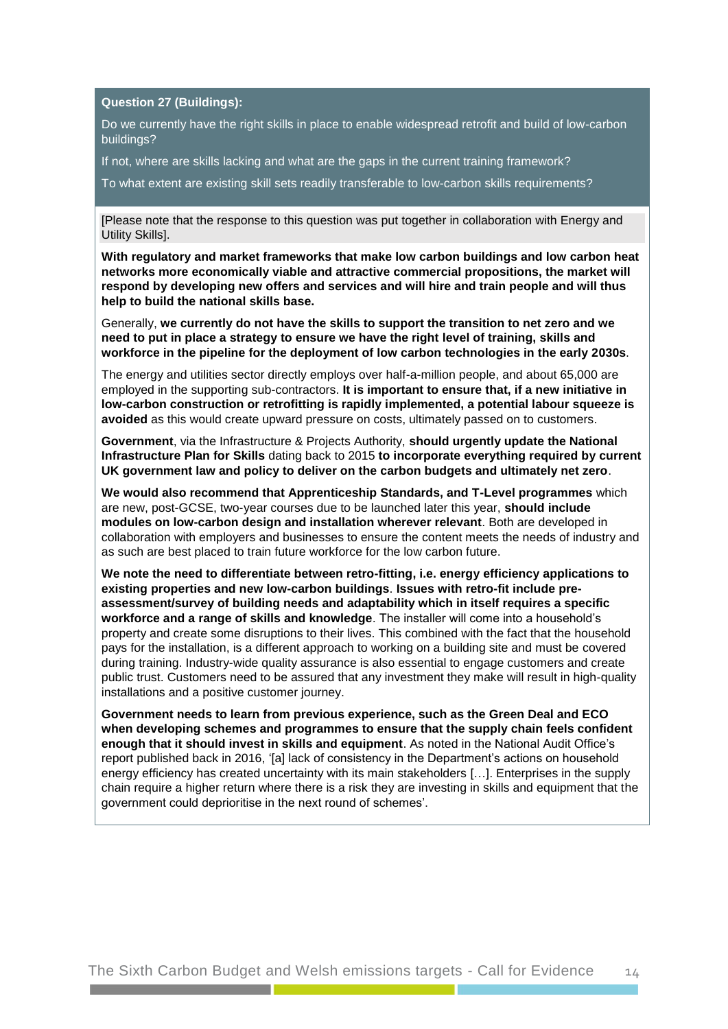**Question 27 (Buildings):**

Do we currently have the right skills in place to enable widespread retrofit and build of low-carbon buildings?

If not, where are skills lacking and what are the gaps in the current training framework?

To what extent are existing skill sets readily transferable to low-carbon skills requirements?

[Please note that the response to this question was put together in collaboration with Energy and Utility Skills].

**With regulatory and market frameworks that make low carbon buildings and low carbon heat networks more economically viable and attractive commercial propositions, the market will respond by developing new offers and services and will hire and train people and will thus help to build the national skills base.**

Generally, **we currently do not have the skills to support the transition to net zero and we need to put in place a strategy to ensure we have the right level of training, skills and workforce in the pipeline for the deployment of low carbon technologies in the early 2030s**.

The energy and utilities sector directly employs over half-a-million people, and about 65,000 are employed in the supporting sub-contractors. **It is important to ensure that, if a new initiative in low-carbon construction or retrofitting is rapidly implemented, a potential labour squeeze is avoided** as this would create upward pressure on costs, ultimately passed on to customers.

**Government**, via the Infrastructure & Projects Authority, **should urgently update the National Infrastructure Plan for Skills** dating back to 2015 **to incorporate everything required by current UK government law and policy to deliver on the carbon budgets and ultimately net zero**.

**We would also recommend that Apprenticeship Standards, and T-Level programmes** which are new, post-GCSE, two-year courses due to be launched later this year, **should include modules on low-carbon design and installation wherever relevant**. Both are developed in collaboration with employers and businesses to ensure the content meets the needs of industry and as such are best placed to train future workforce for the low carbon future.

**We note the need to differentiate between retro-fitting, i.e. energy efficiency applications to existing properties and new low-carbon buildings**. **Issues with retro-fit include pre-assessment/survey of building needs and adaptability which in itself requires a specific workforce and a range of skills and knowledge**. The installer will come into a household's property and create some disruptions to their lives. This combined with the fact that the household pays for the installation, is a different approach to working on a building site and must be covered during training. Industry-wide quality assurance is also essential to engage customers and create public trust. Customers need to be assured that any investment they make will result in high-quality installations and a positive customer journey.

**Government needs to learn from previous experience, such as the Green Deal and ECO when developing schemes and programmes to ensure that the supply chain feels confident enough that it should invest in skills and equipment**. As noted in the National Audit Office's report published back in 2016, '[a] lack of consistency in the Department's actions on household energy efficiency has created uncertainty with its main stakeholders […]. Enterprises in the supply chain require a higher return where there is a risk they are investing in skills and equipment that the government could deprioritise in the next round of schemes'.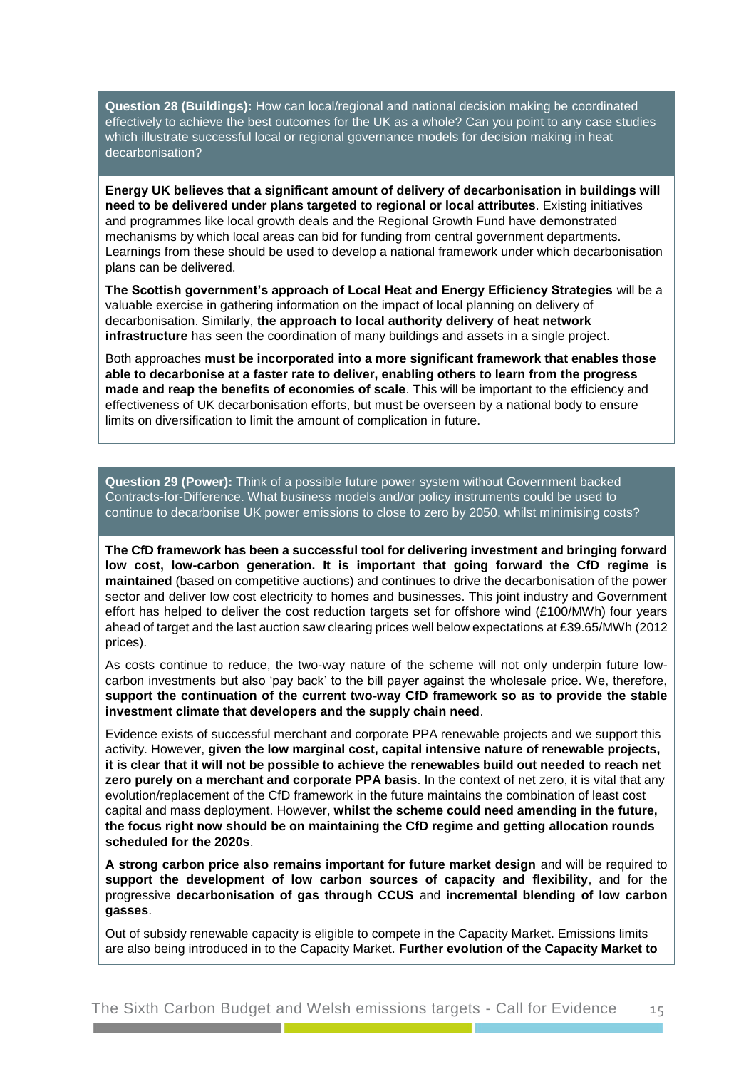**Question 28 (Buildings):** How can local/regional and national decision making be coordinated effectively to achieve the best outcomes for the UK as a whole? Can you point to any case studies which illustrate successful local or regional governance models for decision making in heat decarbonisation?

**Energy UK believes that a significant amount of delivery of decarbonisation in buildings will need to be delivered under plans targeted to regional or local attributes**. Existing initiatives and programmes like local growth deals and the Regional Growth Fund have demonstrated mechanisms by which local areas can bid for funding from central government departments. Learnings from these should be used to develop a national framework under which decarbonisation plans can be delivered.

**The Scottish government's approach of Local Heat and Energy Efficiency Strategies** will be a valuable exercise in gathering information on the impact of local planning on delivery of decarbonisation. Similarly, **the approach to local authority delivery of heat network infrastructure** has seen the coordination of many buildings and assets in a single project.

Both approaches **must be incorporated into a more significant framework that enables those able to decarbonise at a faster rate to deliver, enabling others to learn from the progress made and reap the benefits of economies of scale**. This will be important to the efficiency and effectiveness of UK decarbonisation efforts, but must be overseen by a national body to ensure limits on diversification to limit the amount of complication in future.

**Question 29 (Power):** Think of a possible future power system without Government backed Contracts-for-Difference. What business models and/or policy instruments could be used to continue to decarbonise UK power emissions to close to zero by 2050, whilst minimising costs?

**The CfD framework has been a successful tool for delivering investment and bringing forward low cost, low-carbon generation. It is important that going forward the CfD regime is maintained** (based on competitive auctions) and continues to drive the decarbonisation of the power sector and deliver low cost electricity to homes and businesses. This joint industry and Government effort has helped to deliver the cost reduction targets set for offshore wind (£100/MWh) four years ahead of target and the last auction saw clearing prices well below expectations at £39.65/MWh (2012 prices).

As costs continue to reduce, the two-way nature of the scheme will not only underpin future low-carbon investments but also 'pay back' to the bill payer against the wholesale price. We, therefore, **support the continuation of the current two-way CfD framework so as to provide the stable investment climate that developers and the supply chain need**.

Evidence exists of successful merchant and corporate PPA renewable projects and we support this activity. However, **given the low marginal cost, capital intensive nature of renewable projects, it is clear that it will not be possible to achieve the renewables build out needed to reach net zero purely on a merchant and corporate PPA basis**. In the context of net zero, it is vital that any evolution/replacement of the CfD framework in the future maintains the combination of least cost capital and mass deployment. However, **whilst the scheme could need amending in the future, the focus right now should be on maintaining the CfD regime and getting allocation rounds scheduled for the 2020s**.

**A strong carbon price also remains important for future market design** and will be required to **support the development of low carbon sources of capacity and flexibility**, and for the progressive **decarbonisation of gas through CCUS** and **incremental blending of low carbon gasses**.

Out of subsidy renewable capacity is eligible to compete in the Capacity Market. Emissions limits are also being introduced in to the Capacity Market. **Further evolution of the Capacity Market to**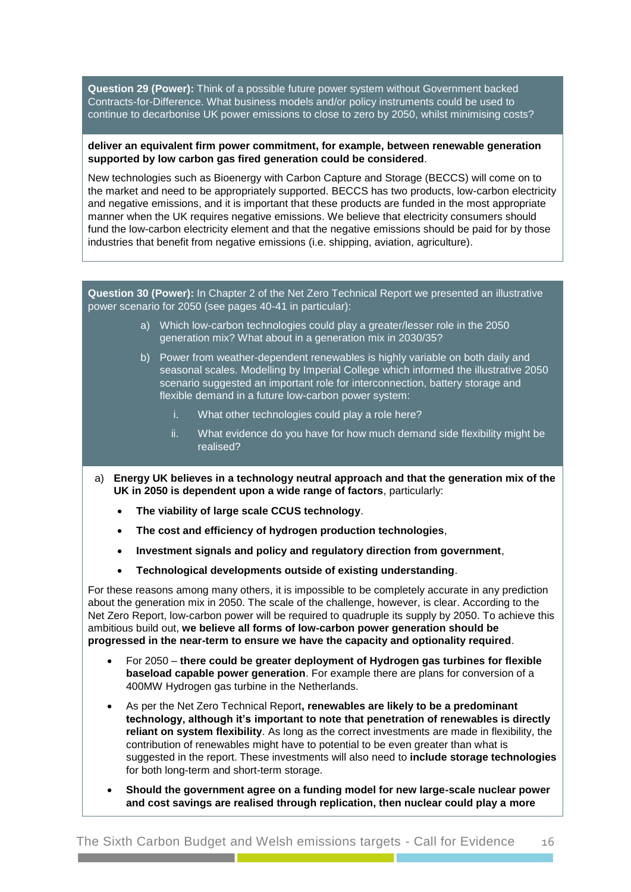**Question 29 (Power):** Think of a possible future power system without Government backed Contracts-for-Difference. What business models and/or policy instruments could be used to continue to decarbonise UK power emissions to close to zero by 2050, whilst minimising costs?

**deliver an equivalent firm power commitment, for example, between renewable generation supported by low carbon gas fired generation could be considered**.

New technologies such as Bioenergy with Carbon Capture and Storage (BECCS) will come on to the market and need to be appropriately supported. BECCS has two products, low-carbon electricity and negative emissions, and it is important that these products are funded in the most appropriate manner when the UK requires negative emissions. We believe that electricity consumers should fund the low-carbon electricity element and that the negative emissions should be paid for by those industries that benefit from negative emissions (i.e. shipping, aviation, agriculture).

**Question 30 (Power):** In Chapter 2 of the Net Zero Technical Report we presented an illustrative power scenario for 2050 (see pages 40-41 in particular):

a) Which low-carbon technologies could play a greater/lesser role in the 2050 generation mix? What about in a generation mix in 2030/35?

b) Power from weather-dependent renewables is highly variable on both daily and seasonal scales. Modelling by Imperial College which informed the illustrative 2050 scenario suggested an important role for interconnection, battery storage and flexible demand in a future low-carbon power system:

   i. What other technologies could play a role here?

   ii. What evidence do you have for how much demand side flexibility might be realised?

a) **Energy UK believes in a technology neutral approach and that the generation mix of the UK in 2050 is dependent upon a wide range of factors**, particularly:

- **The viability of large scale CCUS technology**.
- **The cost and efficiency of hydrogen production technologies**,
- **Investment signals and policy and regulatory direction from government**,
- **Technological developments outside of existing understanding**.

For these reasons among many others, it is impossible to be completely accurate in any prediction about the generation mix in 2050. The scale of the challenge, however, is clear. According to the Net Zero Report, low-carbon power will be required to quadruple its supply by 2050. To achieve this ambitious build out, **we believe all forms of low-carbon power generation should be progressed in the near-term to ensure we have the capacity and optionality required**.

- For 2050 – **there could be greater deployment of Hydrogen gas turbines for flexible baseload capable power generation**. For example there are plans for conversion of a 400MW Hydrogen gas turbine in the Netherlands.
- As per the Net Zero Technical Report**, renewables are likely to be a predominant technology, although it's important to note that penetration of renewables is directly reliant on system flexibility**. As long as the correct investments are made in flexibility, the contribution of renewables might have to potential to be even greater than what is suggested in the report. These investments will also need to **include storage technologies** for both long-term and short-term storage.
- **Should the government agree on a funding model for new large-scale nuclear power and cost savings are realised through replication, then nuclear could play a more**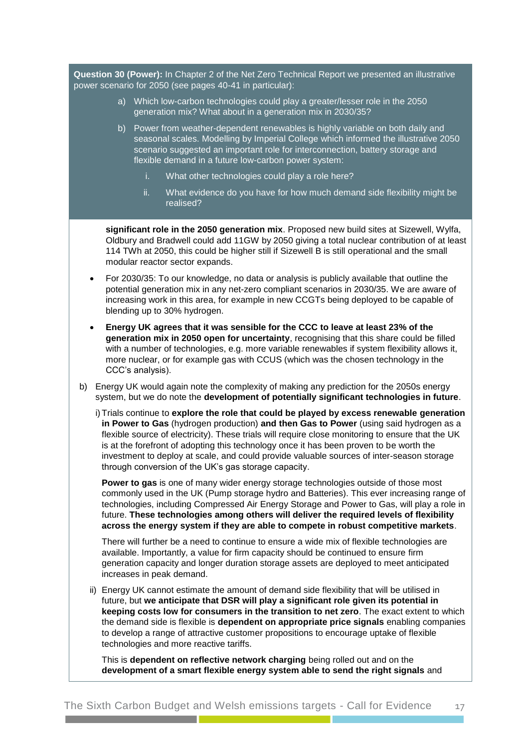**Question 30 (Power):** In Chapter 2 of the Net Zero Technical Report we presented an illustrative power scenario for 2050 (see pages 40-41 in particular):

a) Which low-carbon technologies could play a greater/lesser role in the 2050 generation mix? What about in a generation mix in 2030/35?

b) Power from weather-dependent renewables is highly variable on both daily and seasonal scales. Modelling by Imperial College which informed the illustrative 2050 scenario suggested an important role for interconnection, battery storage and flexible demand in a future low-carbon power system:

   i. What other technologies could play a role here?

   ii. What evidence do you have for how much demand side flexibility might be realised?

**significant role in the 2050 generation mix**. Proposed new build sites at Sizewell, Wylfa, Oldbury and Bradwell could add 11GW by 2050 giving a total nuclear contribution of at least 114 TWh at 2050, this could be higher still if Sizewell B is still operational and the small modular reactor sector expands.

- For 2030/35: To our knowledge, no data or analysis is publicly available that outline the potential generation mix in any net-zero compliant scenarios in 2030/35. We are aware of increasing work in this area, for example in new CCGTs being deployed to be capable of blending up to 30% hydrogen.
- **Energy UK agrees that it was sensible for the CCC to leave at least 23% of the generation mix in 2050 open for uncertainty**, recognising that this share could be filled with a number of technologies, e.g. more variable renewables if system flexibility allows it, more nuclear, or for example gas with CCUS (which was the chosen technology in the CCC's analysis).

b) Energy UK would again note the complexity of making any prediction for the 2050s energy system, but we do note the **development of potentially significant technologies in future**.

i) Trials continue to **explore the role that could be played by excess renewable generation in Power to Gas** (hydrogen production) **and then Gas to Power** (using said hydrogen as a flexible source of electricity). These trials will require close monitoring to ensure that the UK is at the forefront of adopting this technology once it has been proven to be worth the investment to deploy at scale, and could provide valuable sources of inter-season storage through conversion of the UK's gas storage capacity.

**Power to gas** is one of many wider energy storage technologies outside of those most commonly used in the UK (Pump storage hydro and Batteries). This ever increasing range of technologies, including Compressed Air Energy Storage and Power to Gas, will play a role in future. **These technologies among others will deliver the required levels of flexibility across the energy system if they are able to compete in robust competitive markets**.

There will further be a need to continue to ensure a wide mix of flexible technologies are available. Importantly, a value for firm capacity should be continued to ensure firm generation capacity and longer duration storage assets are deployed to meet anticipated increases in peak demand.

ii) Energy UK cannot estimate the amount of demand side flexibility that will be utilised in future, but **we anticipate that DSR will play a significant role given its potential in keeping costs low for consumers in the transition to net zero**. The exact extent to which the demand side is flexible is **dependent on appropriate price signals** enabling companies to develop a range of attractive customer propositions to encourage uptake of flexible technologies and more reactive tariffs.

This is **dependent on reflective network charging** being rolled out and on the **development of a smart flexible energy system able to send the right signals** and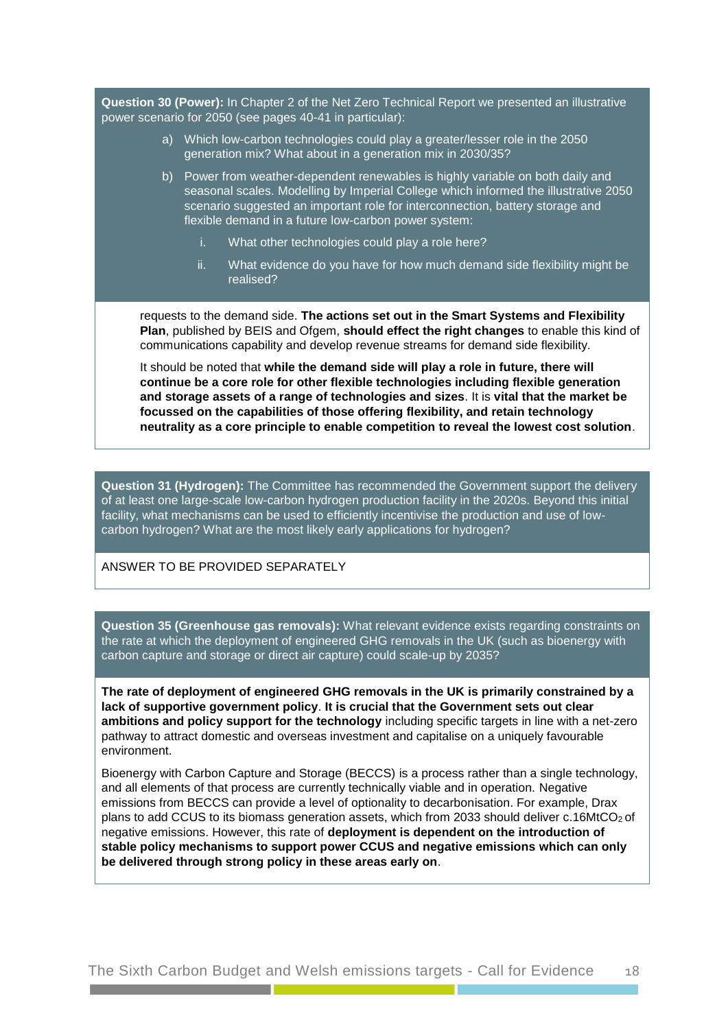**Question 30 (Power):** In Chapter 2 of the Net Zero Technical Report we presented an illustrative power scenario for 2050 (see pages 40-41 in particular):

a) Which low-carbon technologies could play a greater/lesser role in the 2050 generation mix? What about in a generation mix in 2030/35?

b) Power from weather-dependent renewables is highly variable on both daily and seasonal scales. Modelling by Imperial College which informed the illustrative 2050 scenario suggested an important role for interconnection, battery storage and flexible demand in a future low-carbon power system:

   i. What other technologies could play a role here?

   ii. What evidence do you have for how much demand side flexibility might be realised?

requests to the demand side. **The actions set out in the Smart Systems and Flexibility Plan**, published by BEIS and Ofgem, **should effect the right changes** to enable this kind of communications capability and develop revenue streams for demand side flexibility.

It should be noted that **while the demand side will play a role in future, there will continue be a core role for other flexible technologies including flexible generation and storage assets of a range of technologies and sizes**. It is **vital that the market be focussed on the capabilities of those offering flexibility, and retain technology neutrality as a core principle to enable competition to reveal the lowest cost solution**.

**Question 31 (Hydrogen):** The Committee has recommended the Government support the delivery of at least one large-scale low-carbon hydrogen production facility in the 2020s. Beyond this initial facility, what mechanisms can be used to efficiently incentivise the production and use of low-carbon hydrogen? What are the most likely early applications for hydrogen?

ANSWER TO BE PROVIDED SEPARATELY

**Question 35 (Greenhouse gas removals):** What relevant evidence exists regarding constraints on the rate at which the deployment of engineered GHG removals in the UK (such as bioenergy with carbon capture and storage or direct air capture) could scale-up by 2035?

**The rate of deployment of engineered GHG removals in the UK is primarily constrained by a lack of supportive government policy**. **It is crucial that the Government sets out clear ambitions and policy support for the technology** including specific targets in line with a net-zero pathway to attract domestic and overseas investment and capitalise on a uniquely favourable environment.

Bioenergy with Carbon Capture and Storage (BECCS) is a process rather than a single technology, and all elements of that process are currently technically viable and in operation. Negative emissions from BECCS can provide a level of optionality to decarbonisation. For example, Drax plans to add CCUS to its biomass generation assets, which from 2033 should deliver c.16Mt$CO_2$ of negative emissions. However, this rate of **deployment is dependent on the introduction of stable policy mechanisms to support power CCUS and negative emissions which can only be delivered through strong policy in these areas early on**.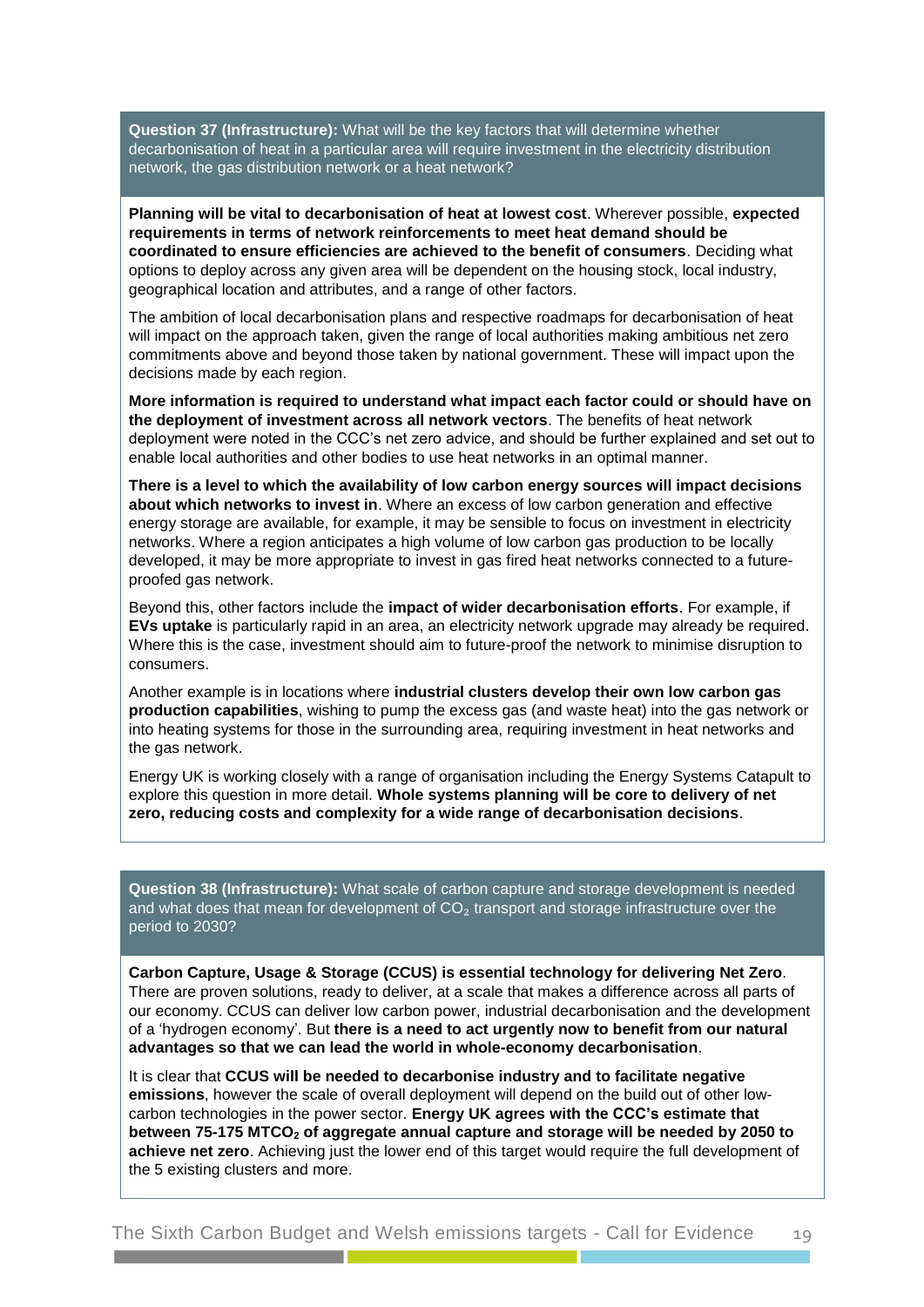**Question 37 (Infrastructure):** What will be the key factors that will determine whether decarbonisation of heat in a particular area will require investment in the electricity distribution network, the gas distribution network or a heat network?

**Planning will be vital to decarbonisation of heat at lowest cost**. Wherever possible, **expected requirements in terms of network reinforcements to meet heat demand should be coordinated to ensure efficiencies are achieved to the benefit of consumers**. Deciding what options to deploy across any given area will be dependent on the housing stock, local industry, geographical location and attributes, and a range of other factors.

The ambition of local decarbonisation plans and respective roadmaps for decarbonisation of heat will impact on the approach taken, given the range of local authorities making ambitious net zero commitments above and beyond those taken by national government. These will impact upon the decisions made by each region.

**More information is required to understand what impact each factor could or should have on the deployment of investment across all network vectors**. The benefits of heat network deployment were noted in the CCC's net zero advice, and should be further explained and set out to enable local authorities and other bodies to use heat networks in an optimal manner.

**There is a level to which the availability of low carbon energy sources will impact decisions about which networks to invest in**. Where an excess of low carbon generation and effective energy storage are available, for example, it may be sensible to focus on investment in electricity networks. Where a region anticipates a high volume of low carbon gas production to be locally developed, it may be more appropriate to invest in gas fired heat networks connected to a future-proofed gas network.

Beyond this, other factors include the **impact of wider decarbonisation efforts**. For example, if **EVs uptake** is particularly rapid in an area, an electricity network upgrade may already be required. Where this is the case, investment should aim to future-proof the network to minimise disruption to consumers.

Another example is in locations where **industrial clusters develop their own low carbon gas production capabilities**, wishing to pump the excess gas (and waste heat) into the gas network or into heating systems for those in the surrounding area, requiring investment in heat networks and the gas network.

Energy UK is working closely with a range of organisation including the Energy Systems Catapult to explore this question in more detail. **Whole systems planning will be core to delivery of net zero, reducing costs and complexity for a wide range of decarbonisation decisions**.

**Question 38 (Infrastructure):** What scale of carbon capture and storage development is needed and what does that mean for development of $CO_2$ transport and storage infrastructure over the period to 2030?

**Carbon Capture, Usage & Storage (CCUS) is essential technology for delivering Net Zero**. There are proven solutions, ready to deliver, at a scale that makes a difference across all parts of our economy. CCUS can deliver low carbon power, industrial decarbonisation and the development of a 'hydrogen economy'. But **there is a need to act urgently now to benefit from our natural advantages so that we can lead the world in whole-economy decarbonisation**.

It is clear that **CCUS will be needed to decarbonise industry and to facilitate negative emissions**, however the scale of overall deployment will depend on the build out of other low-carbon technologies in the power sector. **Energy UK agrees with the CCC's estimate that between 75-175 MTCO$_2$ of aggregate annual capture and storage will be needed by 2050 to achieve net zero**. Achieving just the lower end of this target would require the full development of the 5 existing clusters and more.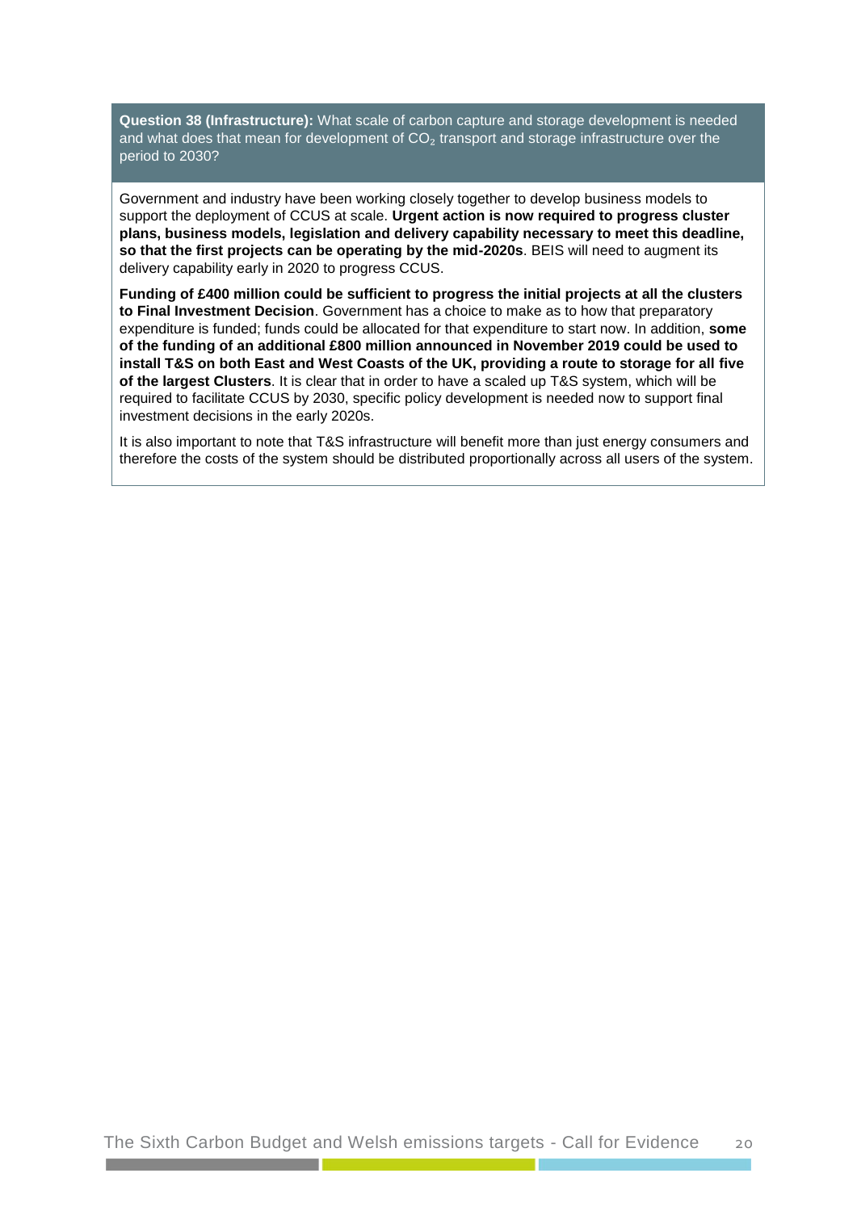**Question 38 (Infrastructure):** What scale of carbon capture and storage development is needed and what does that mean for development of $CO_2$ transport and storage infrastructure over the period to 2030?

Government and industry have been working closely together to develop business models to support the deployment of CCUS at scale. **Urgent action is now required to progress cluster plans, business models, legislation and delivery capability necessary to meet this deadline, so that the first projects can be operating by the mid-2020s**. BEIS will need to augment its delivery capability early in 2020 to progress CCUS.

**Funding of £400 million could be sufficient to progress the initial projects at all the clusters to Final Investment Decision**. Government has a choice to make as to how that preparatory expenditure is funded; funds could be allocated for that expenditure to start now. In addition, **some of the funding of an additional £800 million announced in November 2019 could be used to install T&S on both East and West Coasts of the UK, providing a route to storage for all five of the largest Clusters**. It is clear that in order to have a scaled up T&S system, which will be required to facilitate CCUS by 2030, specific policy development is needed now to support final investment decisions in the early 2020s.

It is also important to note that T&S infrastructure will benefit more than just energy consumers and therefore the costs of the system should be distributed proportionally across all users of the system.